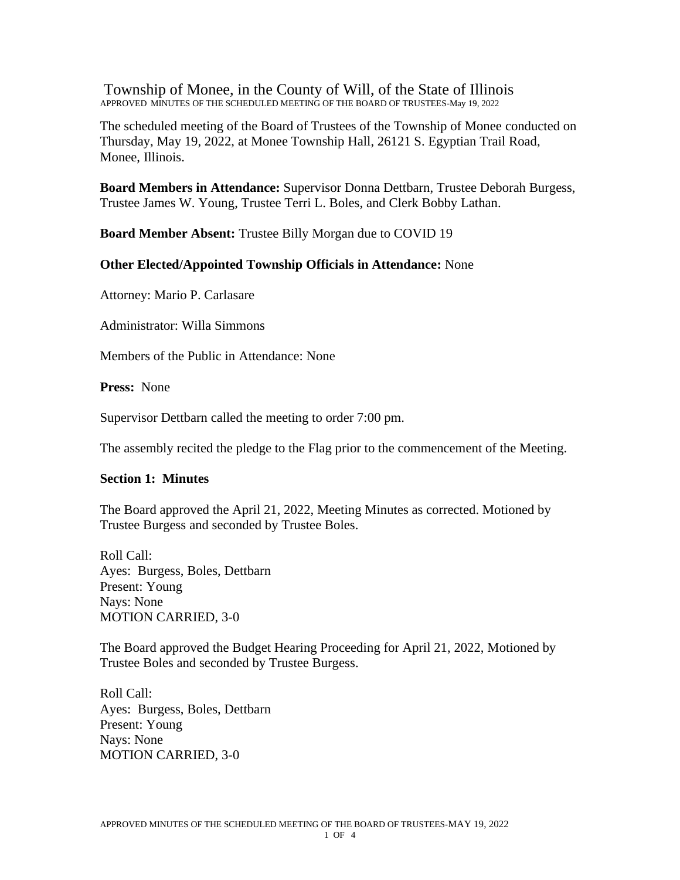# Township of Monee, in the County of Will, of the State of Illinois

APPROVED MINUTES OF THE SCHEDULED MEETING OF THE BOARD OF TRUSTEES-May 19, 2022

The scheduled meeting of the Board of Trustees of the Township of Monee conducted on Thursday, May 19, 2022, at Monee Township Hall, 26121 S. Egyptian Trail Road, Monee, Illinois.

**Board Members in Attendance:** Supervisor Donna Dettbarn, Trustee Deborah Burgess, Trustee James W. Young, Trustee Terri L. Boles, and Clerk Bobby Lathan.

**Board Member Absent:** Trustee Billy Morgan due to COVID 19

**Other Elected/Appointed Township Officials in Attendance:** None

Attorney: Mario P. Carlasare

Administrator: Willa Simmons

Members of the Public in Attendance: None

**Press:** None

Supervisor Dettbarn called the meeting to order 7:00 pm.

The assembly recited the pledge to the Flag prior to the commencement of the Meeting.

**Section 1: Minutes**

The Board approved the April 21, 2022, Meeting Minutes as corrected. Motioned by Trustee Burgess and seconded by Trustee Boles.

Roll Call:
Ayes: Burgess, Boles, Dettbarn
Present: Young
Nays: None
MOTION CARRIED, 3-0

The Board approved the Budget Hearing Proceeding for April 21, 2022, Motioned by Trustee Boles and seconded by Trustee Burgess.

Roll Call:
Ayes: Burgess, Boles, Dettbarn
Present: Young
Nays: None
MOTION CARRIED, 3-0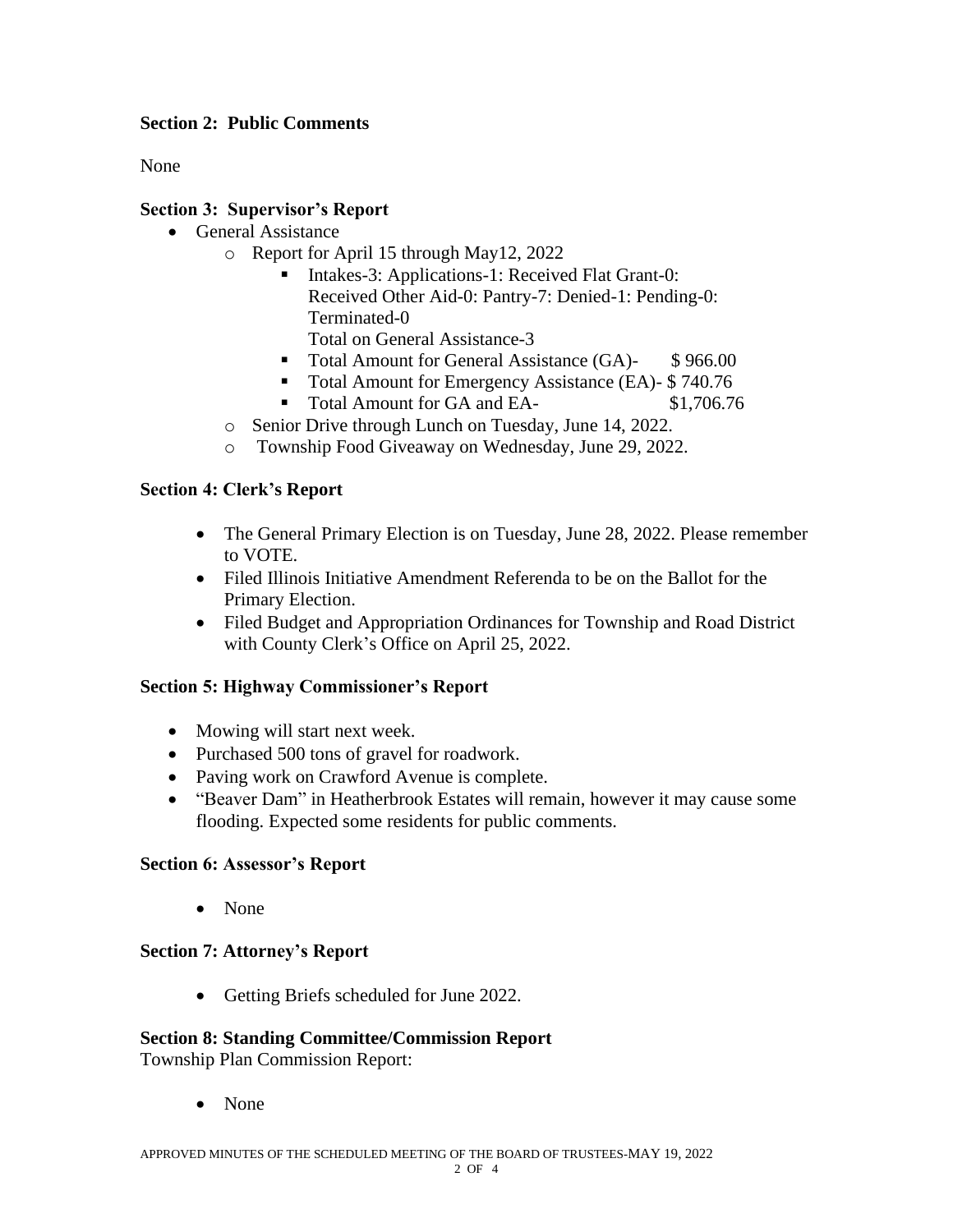**Section 2: Public Comments**

None

**Section 3: Supervisor's Report**

- General Assistance
  - Report for April 15 through May12, 2022
    - Intakes-3: Applications-1: Received Flat Grant-0: Received Other Aid-0: Pantry-7: Denied-1: Pending-0: Terminated-0
      Total on General Assistance-3
    - Total Amount for General Assistance (GA)- $ 966.00
    - Total Amount for Emergency Assistance (EA)- $ 740.76
    - Total Amount for GA and EA- $1,706.76
  - Senior Drive through Lunch on Tuesday, June 14, 2022.
  - Township Food Giveaway on Wednesday, June 29, 2022.

**Section 4: Clerk's Report**

- The General Primary Election is on Tuesday, June 28, 2022. Please remember to VOTE.
- Filed Illinois Initiative Amendment Referenda to be on the Ballot for the Primary Election.
- Filed Budget and Appropriation Ordinances for Township and Road District with County Clerk's Office on April 25, 2022.

**Section 5: Highway Commissioner's Report**

- Mowing will start next week.
- Purchased 500 tons of gravel for roadwork.
- Paving work on Crawford Avenue is complete.
- "Beaver Dam" in Heatherbrook Estates will remain, however it may cause some flooding. Expected some residents for public comments.

**Section 6: Assessor's Report**

- None

**Section 7: Attorney's Report**

- Getting Briefs scheduled for June 2022.

**Section 8: Standing Committee/Commission Report**

Township Plan Commission Report:

- None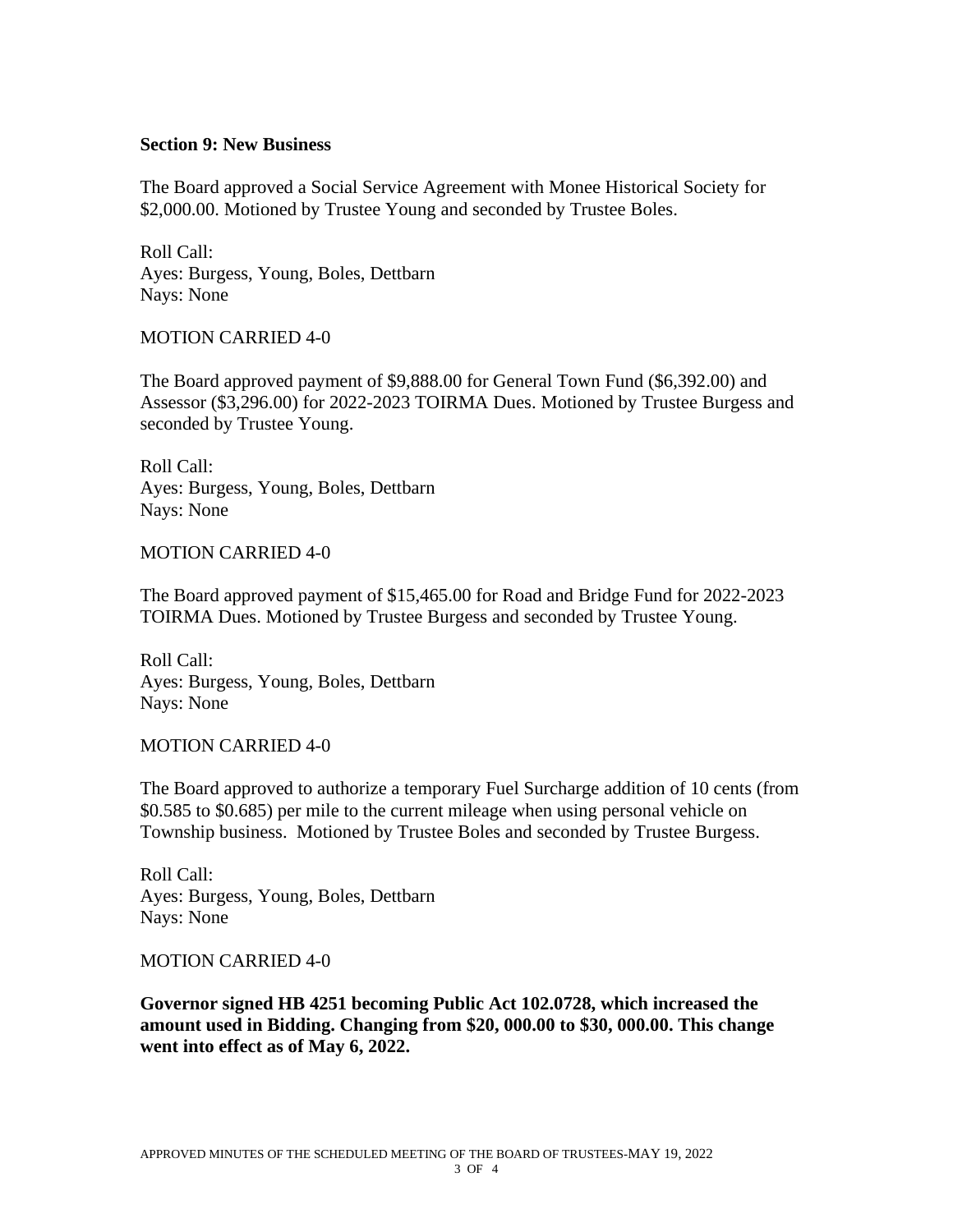**Section 9: New Business**

The Board approved a Social Service Agreement with Monee Historical Society for $2,000.00. Motioned by Trustee Young and seconded by Trustee Boles.

Roll Call:
Ayes: Burgess, Young, Boles, Dettbarn
Nays: None

MOTION CARRIED 4-0

The Board approved payment of $9,888.00 for General Town Fund ($6,392.00) and Assessor ($3,296.00) for 2022-2023 TOIRMA Dues. Motioned by Trustee Burgess and seconded by Trustee Young.

Roll Call:
Ayes: Burgess, Young, Boles, Dettbarn
Nays: None

MOTION CARRIED 4-0

The Board approved payment of $15,465.00 for Road and Bridge Fund for 2022-2023 TOIRMA Dues. Motioned by Trustee Burgess and seconded by Trustee Young.

Roll Call:
Ayes: Burgess, Young, Boles, Dettbarn
Nays: None

MOTION CARRIED 4-0

The Board approved to authorize a temporary Fuel Surcharge addition of 10 cents (from $0.585 to $0.685) per mile to the current mileage when using personal vehicle on Township business. Motioned by Trustee Boles and seconded by Trustee Burgess.

Roll Call:
Ayes: Burgess, Young, Boles, Dettbarn
Nays: None

MOTION CARRIED 4-0

**Governor signed HB 4251 becoming Public Act 102.0728, which increased the amount used in Bidding. Changing from $20, 000.00 to $30, 000.00. This change went into effect as of May 6, 2022.**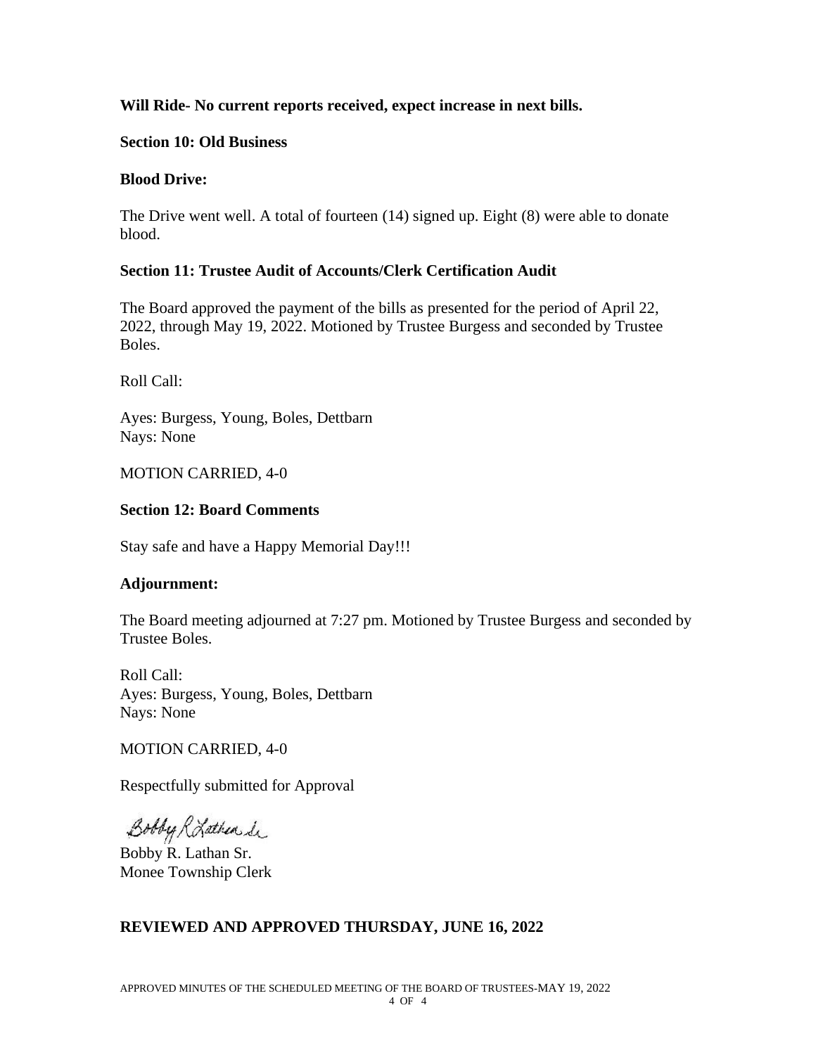**Will Ride- No current reports received, expect increase in next bills.**

**Section 10: Old Business**

**Blood Drive:**

The Drive went well. A total of fourteen (14) signed up. Eight (8) were able to donate blood.

**Section 11: Trustee Audit of Accounts/Clerk Certification Audit**

The Board approved the payment of the bills as presented for the period of April 22, 2022, through May 19, 2022. Motioned by Trustee Burgess and seconded by Trustee Boles.

Roll Call:

Ayes: Burgess, Young, Boles, Dettbarn
Nays: None

MOTION CARRIED, 4-0

**Section 12: Board Comments**

Stay safe and have a Happy Memorial Day!!!

**Adjournment:**

The Board meeting adjourned at 7:27 pm. Motioned by Trustee Burgess and seconded by Trustee Boles.

Roll Call:
Ayes: Burgess, Young, Boles, Dettbarn
Nays: None

MOTION CARRIED, 4-0

Respectfully submitted for Approval

Bobby R Lathan Sr

Bobby R. Lathan Sr.
Monee Township Clerk

**REVIEWED AND APPROVED THURSDAY, JUNE 16, 2022**